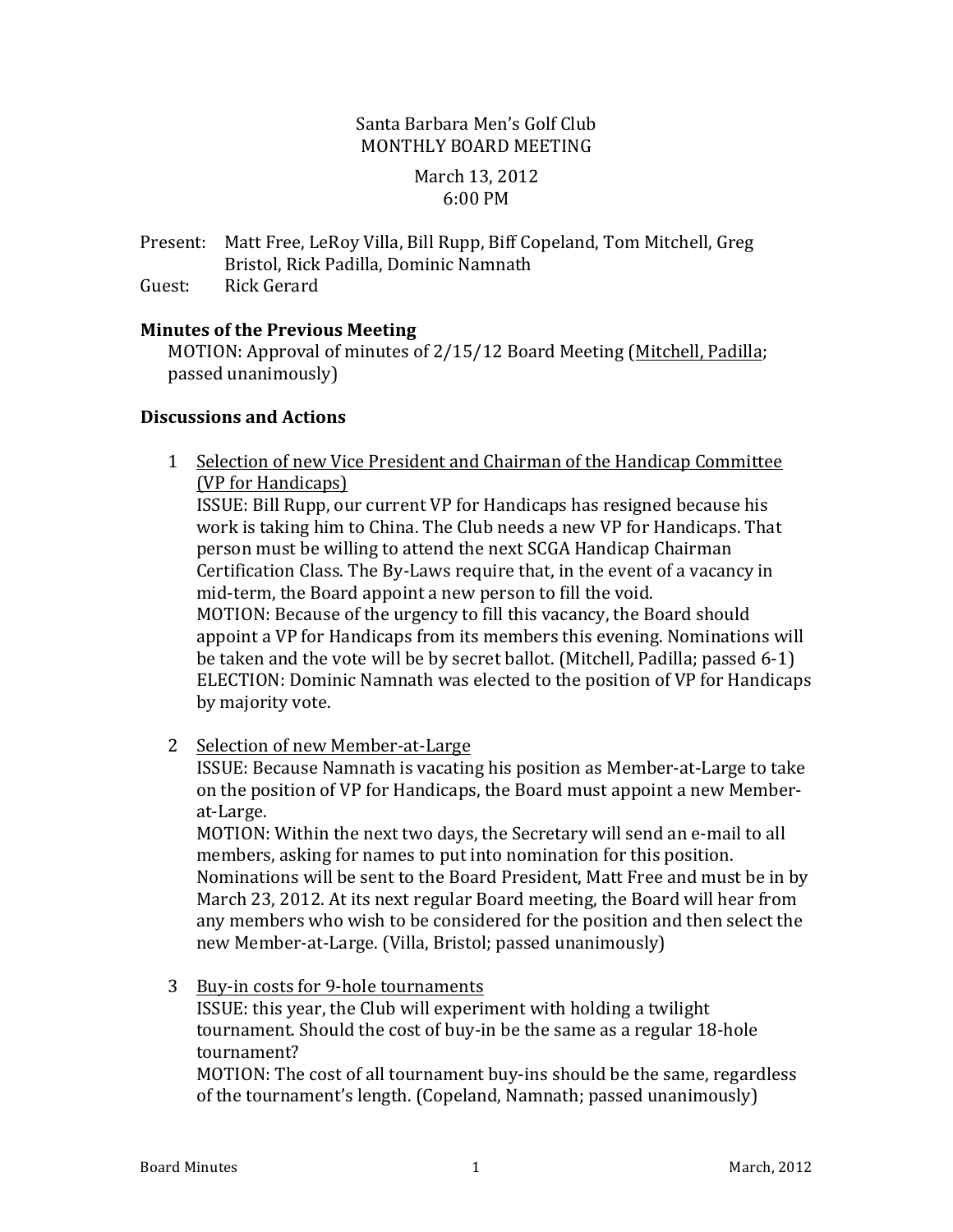Santa Barbara Men's Golf Club
MONTHLY BOARD MEETING

March 13, 2012
6:00 PM

Present: Matt Free, LeRoy Villa, Bill Rupp, Biff Copeland, Tom Mitchell, Greg Bristol, Rick Padilla, Dominic Namnath
Guest: Rick Gerard

## Minutes of the Previous Meeting

MOTION: Approval of minutes of 2/15/12 Board Meeting (Mitchell, Padilla; passed unanimously)

## Discussions and Actions

1. Selection of new Vice President and Chairman of the Handicap Committee (VP for Handicaps)
   ISSUE: Bill Rupp, our current VP for Handicaps has resigned because his work is taking him to China. The Club needs a new VP for Handicaps. That person must be willing to attend the next SCGA Handicap Chairman Certification Class. The By-Laws require that, in the event of a vacancy in mid-term, the Board appoint a new person to fill the void.
   MOTION: Because of the urgency to fill this vacancy, the Board should appoint a VP for Handicaps from its members this evening. Nominations will be taken and the vote will be by secret ballot. (Mitchell, Padilla; passed 6-1)
   ELECTION: Dominic Namnath was elected to the position of VP for Handicaps by majority vote.

2. Selection of new Member-at-Large
   ISSUE: Because Namnath is vacating his position as Member-at-Large to take on the position of VP for Handicaps, the Board must appoint a new Member-at-Large.
   MOTION: Within the next two days, the Secretary will send an e-mail to all members, asking for names to put into nomination for this position. Nominations will be sent to the Board President, Matt Free and must be in by March 23, 2012. At its next regular Board meeting, the Board will hear from any members who wish to be considered for the position and then select the new Member-at-Large. (Villa, Bristol; passed unanimously)

3. Buy-in costs for 9-hole tournaments
   ISSUE: this year, the Club will experiment with holding a twilight tournament. Should the cost of buy-in be the same as a regular 18-hole tournament?
   MOTION: The cost of all tournament buy-ins should be the same, regardless of the tournament's length. (Copeland, Namnath; passed unanimously)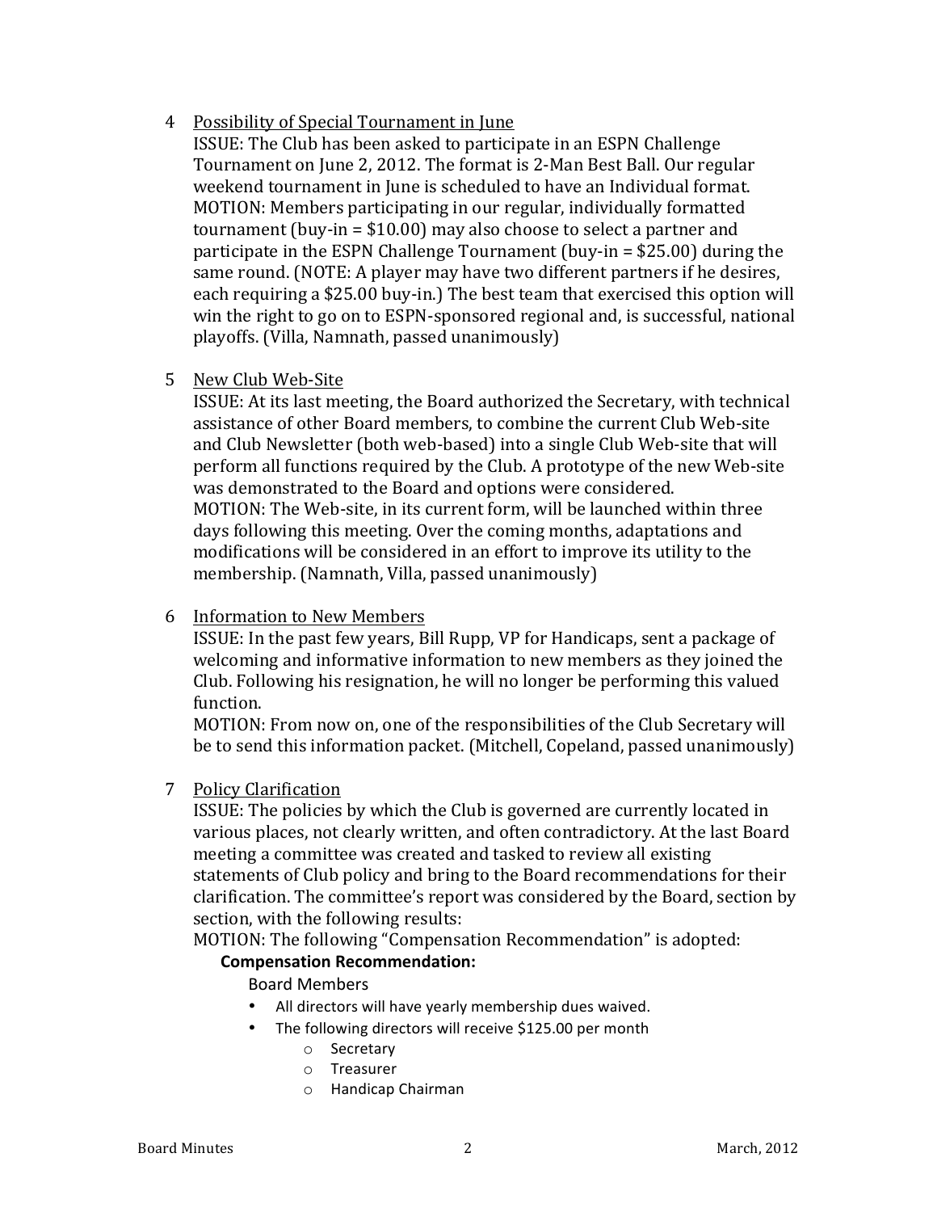4 <u>Possibility of Special Tournament in June</u>

ISSUE: The Club has been asked to participate in an ESPN Challenge Tournament on June 2, 2012. The format is 2-Man Best Ball. Our regular weekend tournament in June is scheduled to have an Individual format.
MOTION: Members participating in our regular, individually formatted tournament (buy-in = $10.00) may also choose to select a partner and participate in the ESPN Challenge Tournament (buy-in = $25.00) during the same round. (NOTE: A player may have two different partners if he desires, each requiring a $25.00 buy-in.) The best team that exercised this option will win the right to go on to ESPN-sponsored regional and, is successful, national playoffs. (Villa, Namnath, passed unanimously)

5 <u>New Club Web-Site</u>

ISSUE: At its last meeting, the Board authorized the Secretary, with technical assistance of other Board members, to combine the current Club Web-site and Club Newsletter (both web-based) into a single Club Web-site that will perform all functions required by the Club. A prototype of the new Web-site was demonstrated to the Board and options were considered.
MOTION: The Web-site, in its current form, will be launched within three days following this meeting. Over the coming months, adaptations and modifications will be considered in an effort to improve its utility to the membership. (Namnath, Villa, passed unanimously)

6 <u>Information to New Members</u>

ISSUE: In the past few years, Bill Rupp, VP for Handicaps, sent a package of welcoming and informative information to new members as they joined the Club. Following his resignation, he will no longer be performing this valued function.
MOTION: From now on, one of the responsibilities of the Club Secretary will be to send this information packet. (Mitchell, Copeland, passed unanimously)

7 <u>Policy Clarification</u>

ISSUE: The policies by which the Club is governed are currently located in various places, not clearly written, and often contradictory. At the last Board meeting a committee was created and tasked to review all existing statements of Club policy and bring to the Board recommendations for their clarification. The committee's report was considered by the Board, section by section, with the following results:
MOTION: The following "Compensation Recommendation" is adopted:

**Compensation Recommendation:**

Board Members

- All directors will have yearly membership dues waived.
- The following directors will receive $125.00 per month
  - Secretary
  - Treasurer
  - Handicap Chairman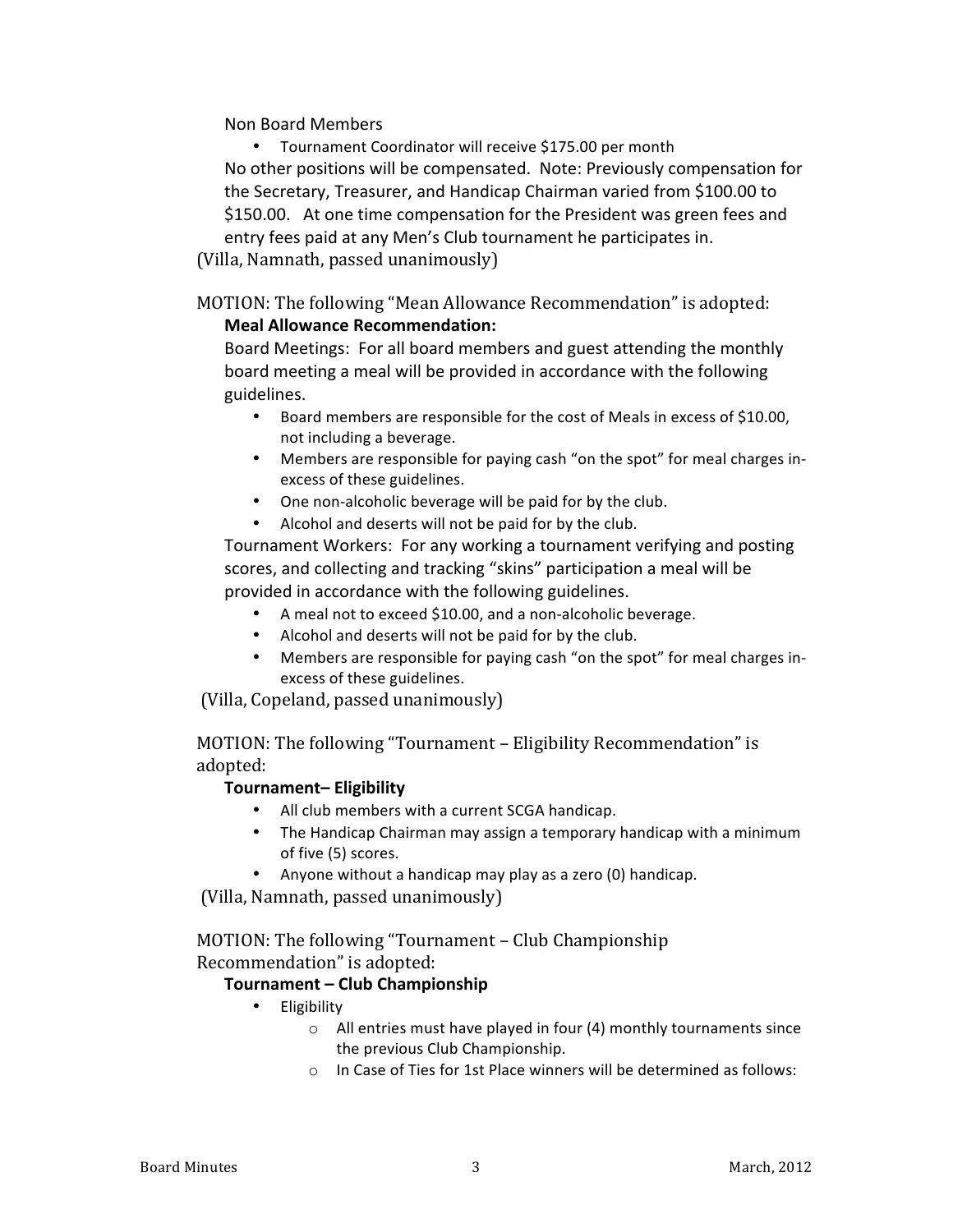Non Board Members

- Tournament Coordinator will receive $175.00 per month

No other positions will be compensated. Note: Previously compensation for the Secretary, Treasurer, and Handicap Chairman varied from $100.00 to $150.00. At one time compensation for the President was green fees and entry fees paid at any Men's Club tournament he participates in.

(Villa, Namnath, passed unanimously)

MOTION: The following "Mean Allowance Recommendation" is adopted:

**Meal Allowance Recommendation:**

Board Meetings: For all board members and guest attending the monthly board meeting a meal will be provided in accordance with the following guidelines.

- Board members are responsible for the cost of Meals in excess of $10.00, not including a beverage.
- Members are responsible for paying cash "on the spot" for meal charges in-excess of these guidelines.
- One non-alcoholic beverage will be paid for by the club.
- Alcohol and deserts will not be paid for by the club.

Tournament Workers: For any working a tournament verifying and posting scores, and collecting and tracking "skins" participation a meal will be provided in accordance with the following guidelines.

- A meal not to exceed $10.00, and a non-alcoholic beverage.
- Alcohol and deserts will not be paid for by the club.
- Members are responsible for paying cash "on the spot" for meal charges in-excess of these guidelines.

(Villa, Copeland, passed unanimously)

MOTION: The following "Tournament – Eligibility Recommendation" is adopted:

**Tournament– Eligibility**

- All club members with a current SCGA handicap.
- The Handicap Chairman may assign a temporary handicap with a minimum of five (5) scores.
- Anyone without a handicap may play as a zero (0) handicap.

(Villa, Namnath, passed unanimously)

MOTION: The following "Tournament – Club Championship Recommendation" is adopted:

**Tournament – Club Championship**

- Eligibility
  - All entries must have played in four (4) monthly tournaments since the previous Club Championship.
  - In Case of Ties for 1st Place winners will be determined as follows: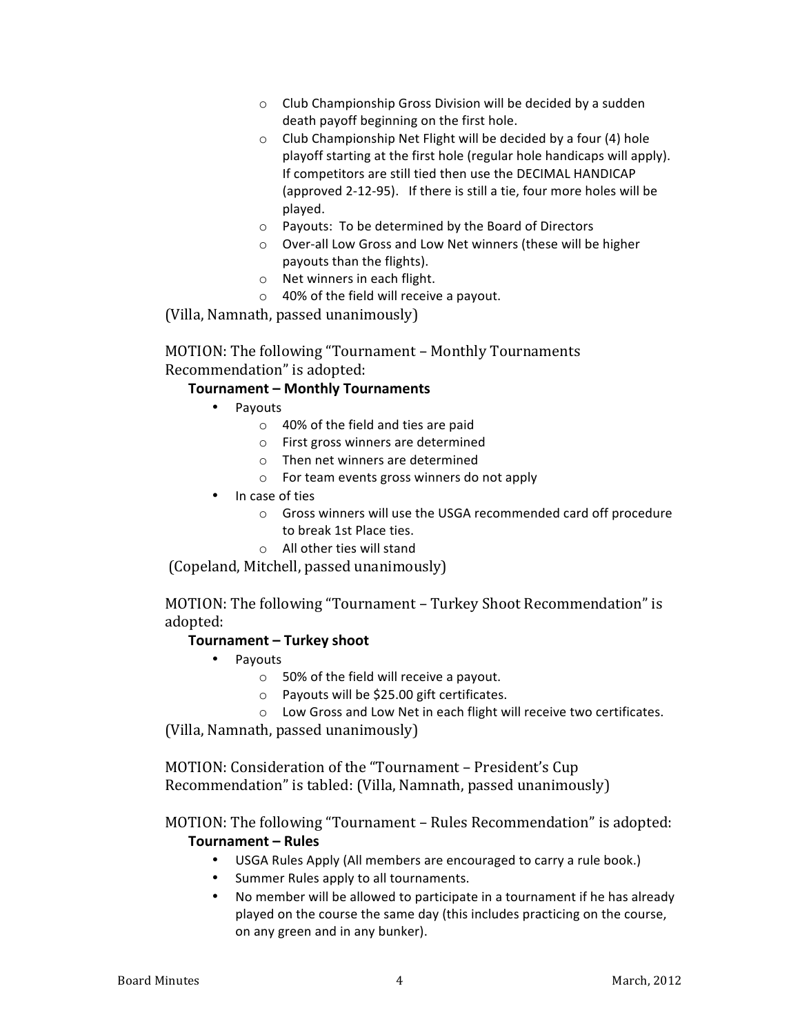- Club Championship Gross Division will be decided by a sudden death payoff beginning on the first hole.
  - Club Championship Net Flight will be decided by a four (4) hole playoff starting at the first hole (regular hole handicaps will apply). If competitors are still tied then use the DECIMAL HANDICAP (approved 2-12-95). If there is still a tie, four more holes will be played.
  - Payouts: To be determined by the Board of Directors
  - Over-all Low Gross and Low Net winners (these will be higher payouts than the flights).
  - Net winners in each flight.
  - 40% of the field will receive a payout.

(Villa, Namnath, passed unanimously)

MOTION: The following "Tournament – Monthly Tournaments Recommendation" is adopted:

**Tournament – Monthly Tournaments**

- Payouts
  - 40% of the field and ties are paid
  - First gross winners are determined
  - Then net winners are determined
  - For team events gross winners do not apply
- In case of ties
  - Gross winners will use the USGA recommended card off procedure to break 1st Place ties.
  - All other ties will stand

(Copeland, Mitchell, passed unanimously)

MOTION: The following "Tournament – Turkey Shoot Recommendation" is adopted:

**Tournament – Turkey shoot**

- Payouts
  - 50% of the field will receive a payout.
  - Payouts will be $25.00 gift certificates.
  - Low Gross and Low Net in each flight will receive two certificates.

(Villa, Namnath, passed unanimously)

MOTION: Consideration of the "Tournament – President's Cup Recommendation" is tabled: (Villa, Namnath, passed unanimously)

MOTION: The following "Tournament – Rules Recommendation" is adopted:

**Tournament – Rules**

- USGA Rules Apply (All members are encouraged to carry a rule book.)
- Summer Rules apply to all tournaments.
- No member will be allowed to participate in a tournament if he has already played on the course the same day (this includes practicing on the course, on any green and in any bunker).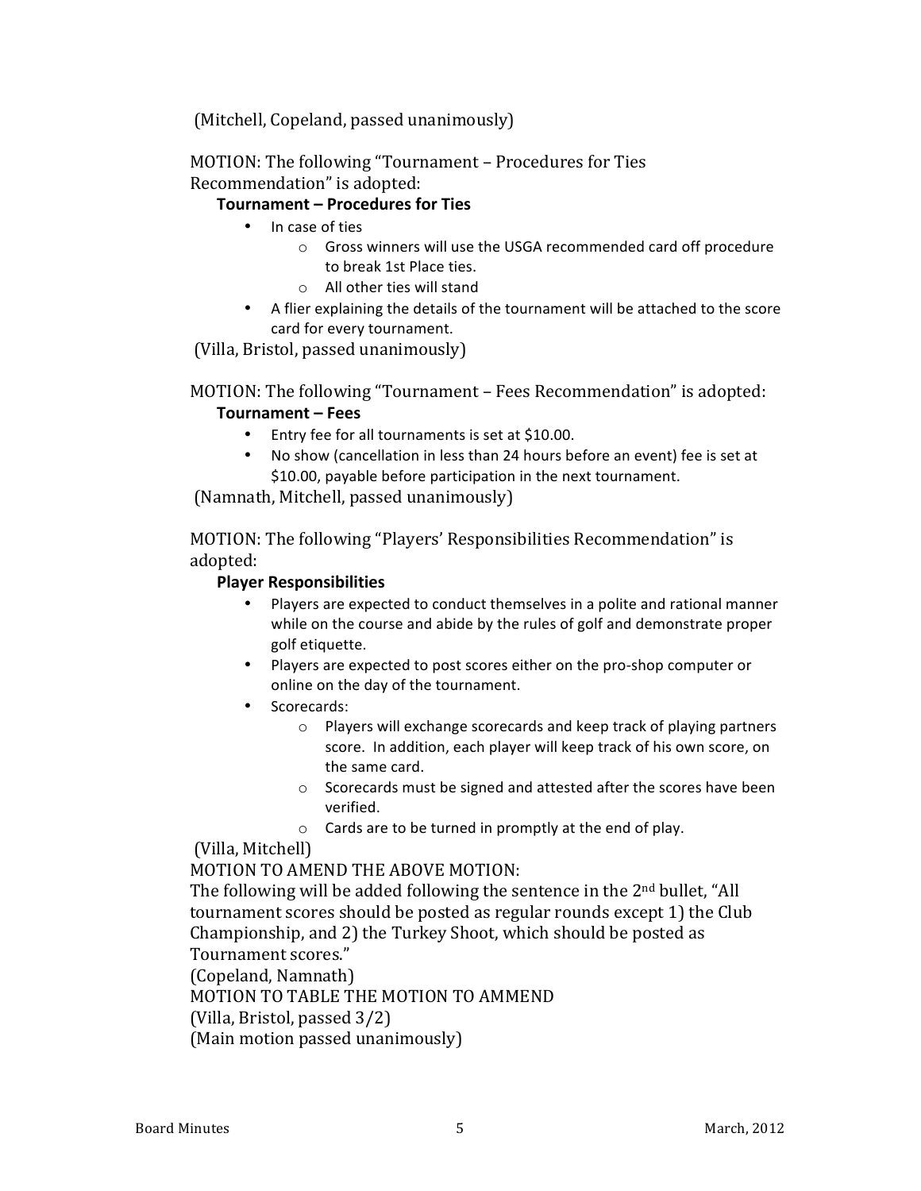(Mitchell, Copeland, passed unanimously)

MOTION: The following "Tournament – Procedures for Ties Recommendation" is adopted:

**Tournament – Procedures for Ties**

- In case of ties
  - Gross winners will use the USGA recommended card off procedure to break 1st Place ties.
  - All other ties will stand
- A flier explaining the details of the tournament will be attached to the score card for every tournament.

(Villa, Bristol, passed unanimously)

MOTION: The following "Tournament – Fees Recommendation" is adopted:

**Tournament – Fees**

- Entry fee for all tournaments is set at $10.00.
- No show (cancellation in less than 24 hours before an event) fee is set at $10.00, payable before participation in the next tournament.

(Namnath, Mitchell, passed unanimously)

MOTION: The following "Players' Responsibilities Recommendation" is adopted:

**Player Responsibilities**

- Players are expected to conduct themselves in a polite and rational manner while on the course and abide by the rules of golf and demonstrate proper golf etiquette.
- Players are expected to post scores either on the pro-shop computer or online on the day of the tournament.
- Scorecards:
  - Players will exchange scorecards and keep track of playing partners score. In addition, each player will keep track of his own score, on the same card.
  - Scorecards must be signed and attested after the scores have been verified.
  - Cards are to be turned in promptly at the end of play.

(Villa, Mitchell)

MOTION TO AMEND THE ABOVE MOTION:

The following will be added following the sentence in the 2nd bullet, "All tournament scores should be posted as regular rounds except 1) the Club Championship, and 2) the Turkey Shoot, which should be posted as Tournament scores."

(Copeland, Namnath)

MOTION TO TABLE THE MOTION TO AMMEND

(Villa, Bristol, passed 3/2)

(Main motion passed unanimously)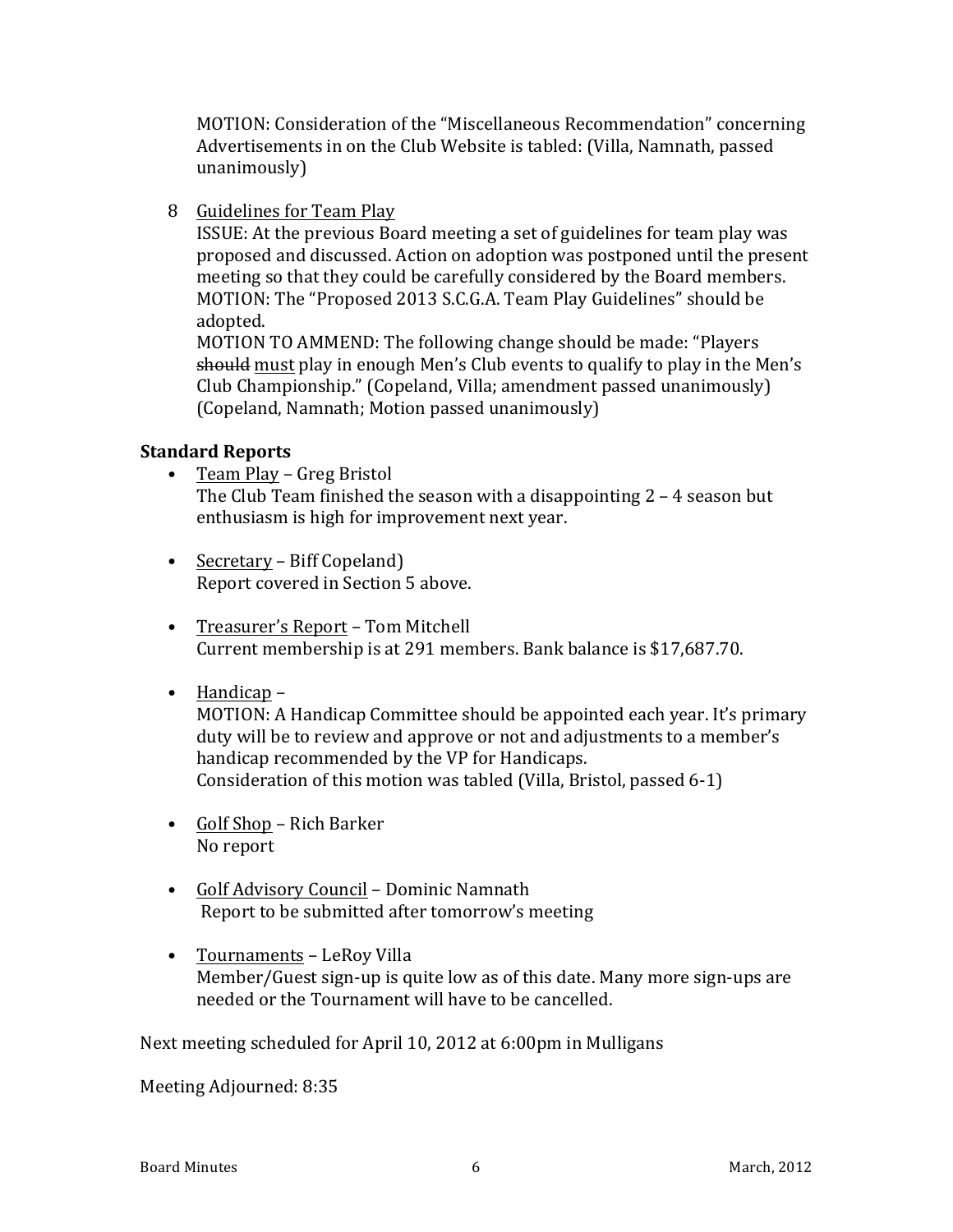MOTION: Consideration of the "Miscellaneous Recommendation" concerning Advertisements in on the Club Website is tabled: (Villa, Namnath, passed unanimously)

8 Guidelines for Team Play
ISSUE: At the previous Board meeting a set of guidelines for team play was proposed and discussed. Action on adoption was postponed until the present meeting so that they could be carefully considered by the Board members.
MOTION: The "Proposed 2013 S.C.G.A. Team Play Guidelines" should be adopted.
MOTION TO AMMEND: The following change should be made: "Players ~~should~~ must play in enough Men's Club events to qualify to play in the Men's Club Championship." (Copeland, Villa; amendment passed unanimously) (Copeland, Namnath; Motion passed unanimously)

**Standard Reports**

- Team Play – Greg Bristol
  The Club Team finished the season with a disappointing 2 – 4 season but enthusiasm is high for improvement next year.

- Secretary – Biff Copeland)
  Report covered in Section 5 above.

- Treasurer's Report – Tom Mitchell
  Current membership is at 291 members. Bank balance is $17,687.70.

- Handicap –
  MOTION: A Handicap Committee should be appointed each year. It's primary duty will be to review and approve or not and adjustments to a member's handicap recommended by the VP for Handicaps.
  Consideration of this motion was tabled (Villa, Bristol, passed 6-1)

- Golf Shop – Rich Barker
  No report

- Golf Advisory Council – Dominic Namnath
  Report to be submitted after tomorrow's meeting

- Tournaments – LeRoy Villa
  Member/Guest sign-up is quite low as of this date. Many more sign-ups are needed or the Tournament will have to be cancelled.

Next meeting scheduled for April 10, 2012 at 6:00pm in Mulligans

Meeting Adjourned: 8:35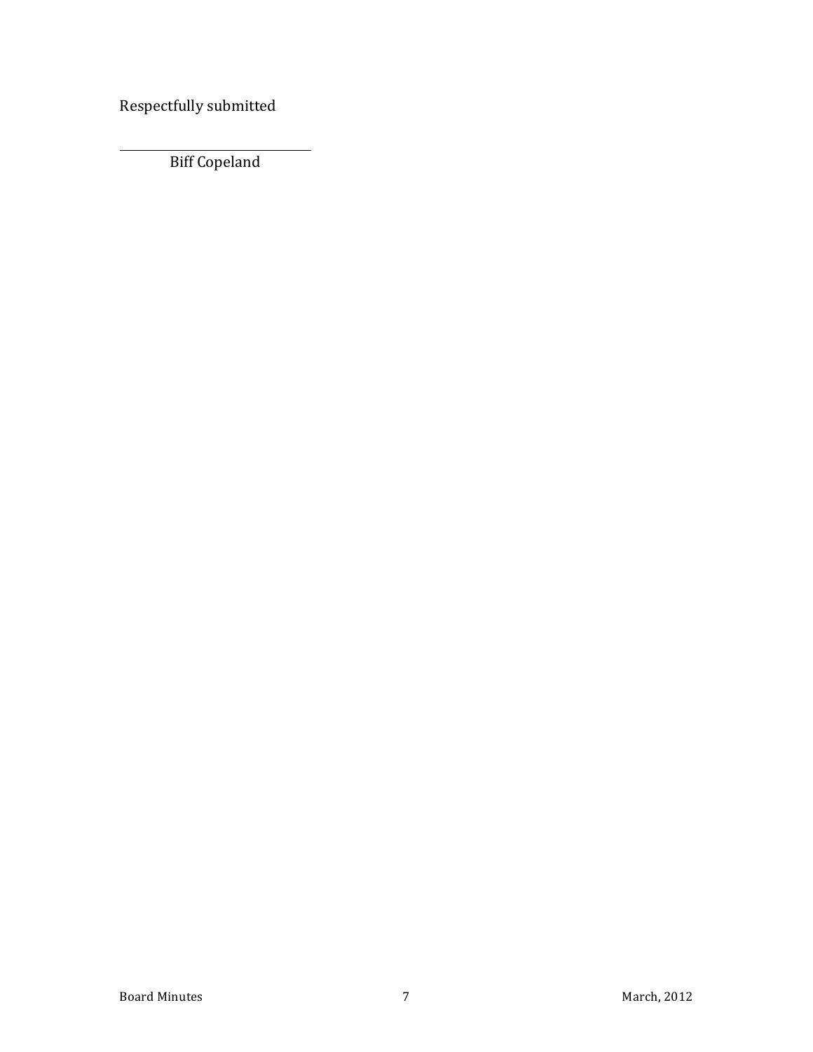Respectfully submitted

\_\_\_\_\_\_\_\_\_\_\_\_\_\_\_\_\_\_\_\_\_\_\_\_\_\_\_\_\_\_

Biff Copeland